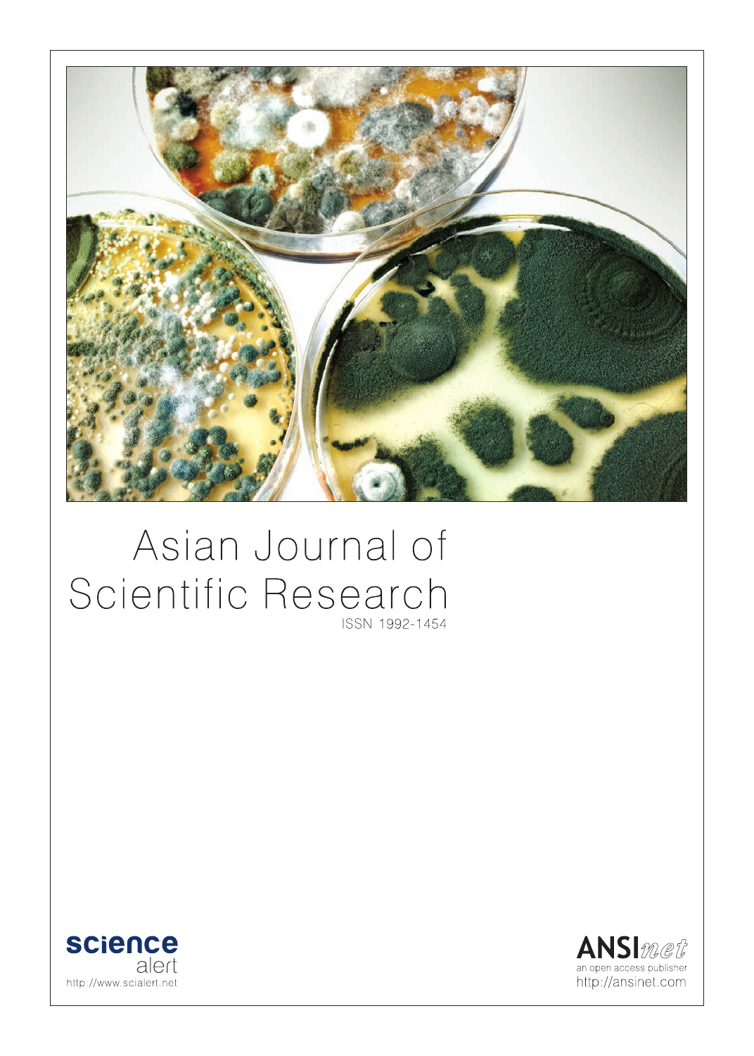# Asian Journal of Scientific Research

ISSN 1992-1454

**science** alert
http://www.scialert.net

**ANSI***net*
an open access publisher
http://ansinet.com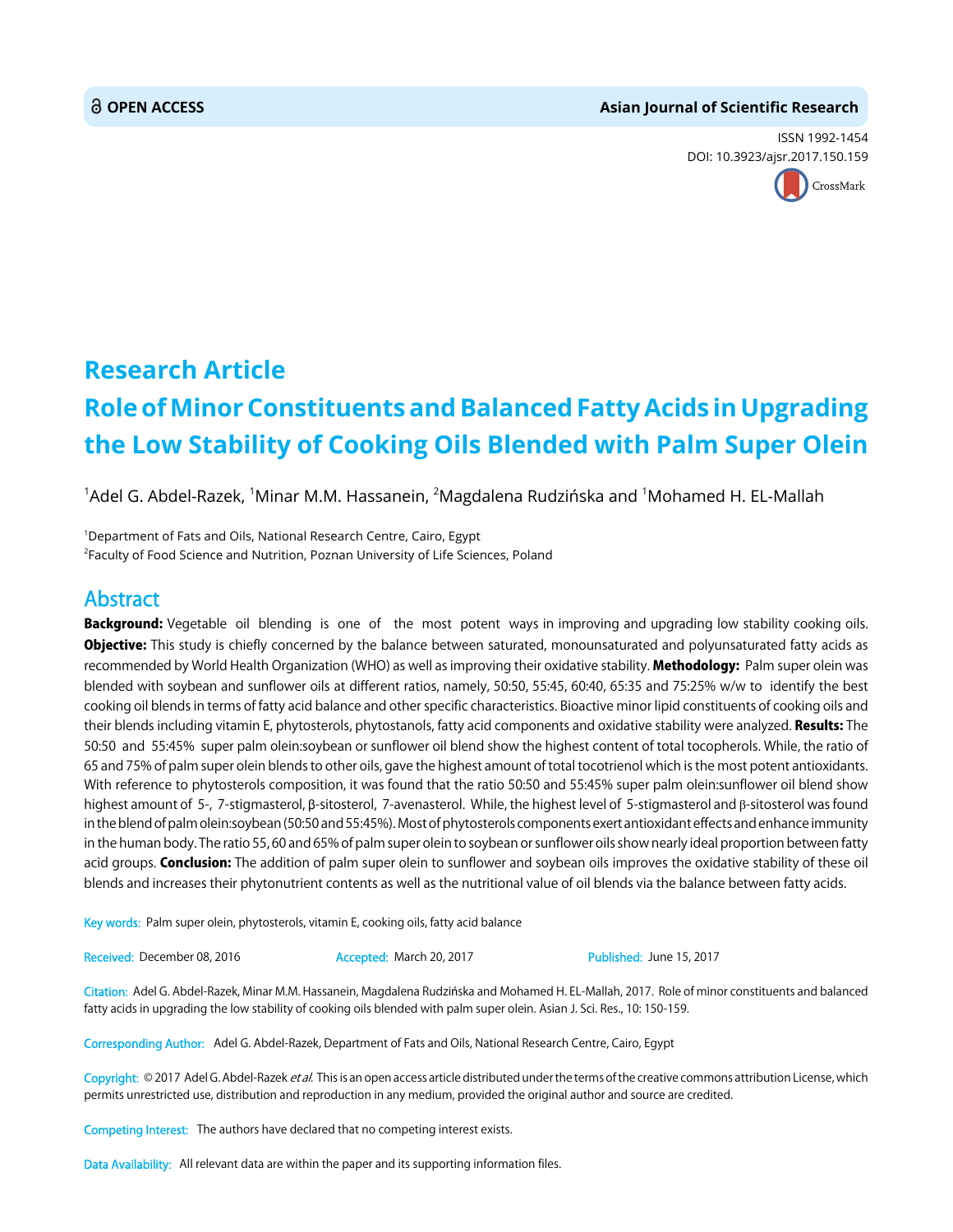**OPEN ACCESS**

**Asian Journal of Scientific Research**

ISSN 1992-1454
DOI: 10.3923/ajsr.2017.150.159

# Research Article

# Role of Minor Constituents and Balanced Fatty Acids in Upgrading the Low Stability of Cooking Oils Blended with Palm Super Olein

[1]Adel G. Abdel-Razek, [1]Minar M.M. Hassanein, [2]Magdalena Rudzińska and [1]Mohamed H. EL-Mallah

[1]Department of Fats and Oils, National Research Centre, Cairo, Egypt
[2]Faculty of Food Science and Nutrition, Poznan University of Life Sciences, Poland

## Abstract

**Background:** Vegetable oil blending is one of the most potent ways in improving and upgrading low stability cooking oils. **Objective:** This study is chiefly concerned by the balance between saturated, monounsaturated and polyunsaturated fatty acids as recommended by World Health Organization (WHO) as well as improving their oxidative stability. **Methodology:** Palm super olein was blended with soybean and sunflower oils at different ratios, namely, 50:50, 55:45, 60:40, 65:35 and 75:25% w/w to identify the best cooking oil blends in terms of fatty acid balance and other specific characteristics. Bioactive minor lipid constituents of cooking oils and their blends including vitamin E, phytosterols, phytostanols, fatty acid components and oxidative stability were analyzed. **Results:** The 50:50 and 55:45% super palm olein:soybean or sunflower oil blend show the highest content of total tocopherols. While, the ratio of 65 and 75% of palm super olein blends to other oils, gave the highest amount of total tocotrienol which is the most potent antioxidants. With reference to phytosterols composition, it was found that the ratio 50:50 and 55:45% super palm olein:sunflower oil blend show highest amount of 5-, 7-stigmasterol, β-sitosterol, 7-avenasterol. While, the highest level of 5-stigmasterol and β-sitosterol was found in the blend of palm olein:soybean (50:50 and 55:45%). Most of phytosterols components exert antioxidant effects and enhance immunity in the human body. The ratio 55, 60 and 65% of palm super olein to soybean or sunflower oils show nearly ideal proportion between fatty acid groups. **Conclusion:** The addition of palm super olein to sunflower and soybean oils improves the oxidative stability of these oil blends and increases their phytonutrient contents as well as the nutritional value of oil blends via the balance between fatty acids.

**Key words:** Palm super olein, phytosterols, vitamin E, cooking oils, fatty acid balance

**Received:** December 08, 2016 **Accepted:** March 20, 2017 **Published:** June 15, 2017

**Citation:** Adel G. Abdel-Razek, Minar M.M. Hassanein, Magdalena Rudzińska and Mohamed H. EL-Mallah, 2017. Role of minor constituents and balanced fatty acids in upgrading the low stability of cooking oils blended with palm super olein. Asian J. Sci. Res., 10: 150-159.

**Corresponding Author:** Adel G. Abdel-Razek, Department of Fats and Oils, National Research Centre, Cairo, Egypt

**Copyright:** © 2017 Adel G. Abdel-Razek *et al.* This is an open access article distributed under the terms of the creative commons attribution License, which permits unrestricted use, distribution and reproduction in any medium, provided the original author and source are credited.

**Competing Interest:** The authors have declared that no competing interest exists.

**Data Availability:** All relevant data are within the paper and its supporting information files.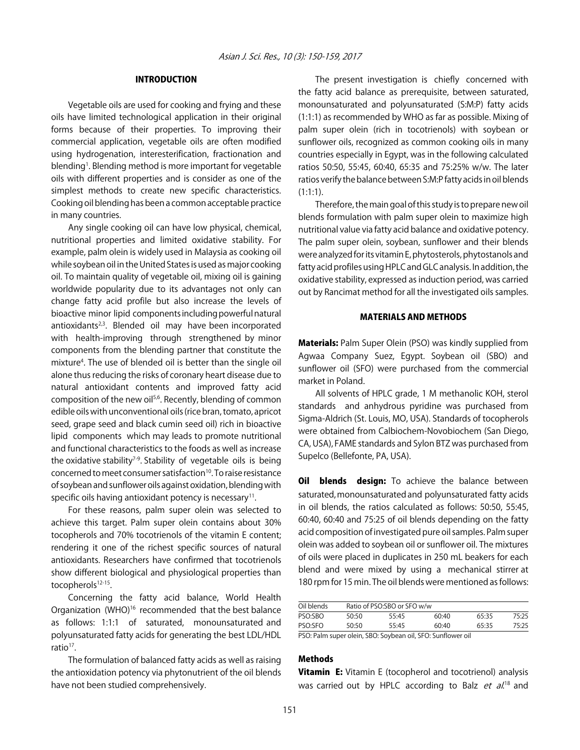## INTRODUCTION

Vegetable oils are used for cooking and frying and these oils have limited technological application in their original forms because of their properties. To improving their commercial application, vegetable oils are often modified using hydrogenation, interesterification, fractionation and blending[1]. Blending method is more important for vegetable oils with different properties and is consider as one of the simplest methods to create new specific characteristics. Cooking oil blending has been a common acceptable practice in many countries.

Any single cooking oil can have low physical, chemical, nutritional properties and limited oxidative stability. For example, palm olein is widely used in Malaysia as cooking oil while soybean oil in the United States is used as major cooking oil. To maintain quality of vegetable oil, mixing oil is gaining worldwide popularity due to its advantages not only can change fatty acid profile but also increase the levels of bioactive minor lipid components including powerful natural antioxidants[2,3]. Blended oil may have been incorporated with health-improving through strengthened by minor components from the blending partner that constitute the mixture[4]. The use of blended oil is better than the single oil alone thus reducing the risks of coronary heart disease due to natural antioxidant contents and improved fatty acid composition of the new oil[5,6]. Recently, blending of common edible oils with unconventional oils (rice bran, tomato, apricot seed, grape seed and black cumin seed oil) rich in bioactive lipid components which may leads to promote nutritional and functional characteristics to the foods as well as increase the oxidative stability[7-9]. Stability of vegetable oils is being concerned to meet consumer satisfaction[10]. To raise resistance of soybean and sunflower oils against oxidation, blending with specific oils having antioxidant potency is necessary[11].

For these reasons, palm super olein was selected to achieve this target. Palm super olein contains about 30% tocopherols and 70% tocotrienols of the vitamin E content; rendering it one of the richest specific sources of natural antioxidants. Researchers have confirmed that tocotrienols show different biological and physiological properties than tocopherols[12-15].

Concerning the fatty acid balance, World Health Organization (WHO)[16] recommended that the best balance as follows: 1:1:1 of saturated, monounsaturated and polyunsaturated fatty acids for generating the best LDL/HDL ratio[17].

The formulation of balanced fatty acids as well as raising the antioxidation potency via phytonutrient of the oil blends have not been studied comprehensively.

The present investigation is chiefly concerned with the fatty acid balance as prerequisite, between saturated, monounsaturated and polyunsaturated (S:M:P) fatty acids (1:1:1) as recommended by WHO as far as possible. Mixing of palm super olein (rich in tocotrienols) with soybean or sunflower oils, recognized as common cooking oils in many countries especially in Egypt, was in the following calculated ratios 50:50, 55:45, 60:40, 65:35 and 75:25% w/w. The later ratios verify the balance between S:M:P fatty acids in oil blends (1:1:1).

Therefore, the main goal of this study is to prepare new oil blends formulation with palm super olein to maximize high nutritional value via fatty acid balance and oxidative potency. The palm super olein, soybean, sunflower and their blends were analyzed for its vitamin E, phytosterols, phytostanols and fatty acid profiles using HPLC and GLC analysis. In addition, the oxidative stability, expressed as induction period, was carried out by Rancimat method for all the investigated oils samples.

## MATERIALS AND METHODS

**Materials:** Palm Super Olein (PSO) was kindly supplied from Agwaa Company Suez, Egypt. Soybean oil (SBO) and sunflower oil (SFO) were purchased from the commercial market in Poland.

All solvents of HPLC grade, 1 M methanolic KOH, sterol standards and anhydrous pyridine was purchased from Sigma-Aldrich (St. Louis, MO, USA). Standards of tocopherols were obtained from Calbiochem-Novobiochem (San Diego, CA, USA), FAME standards and Sylon BTZ was purchased from Supelco (Bellefonte, PA, USA).

**Oil blends design:** To achieve the balance between saturated, monounsaturated and polyunsaturated fatty acids in oil blends, the ratios calculated as follows: 50:50, 55:45, 60:40, 60:40 and 75:25 of oil blends depending on the fatty acid composition of investigated pure oil samples. Palm super olein was added to soybean oil or sunflower oil. The mixtures of oils were placed in duplicates in 250 mL beakers for each blend and were mixed by using a mechanical stirrer at 180 rpm for 15 min. The oil blends were mentioned as follows:

| Oil blends | Ratio of PSO:SBO or SFO w/w | | | | |
|---|---|---|---|---|---|
| PSO:SBO | 50:50 | 55:45 | 60:40 | 65:35 | 75:25 |
| PSO:SFO | 50:50 | 55:45 | 60:40 | 65:35 | 75:25 |

PSO: Palm super olein, SBO: Soybean oil, SFO: Sunflower oil

### Methods

**Vitamin E:** Vitamin E (tocopherol and tocotrienol) analysis was carried out by HPLC according to Balz *et al*.[18] and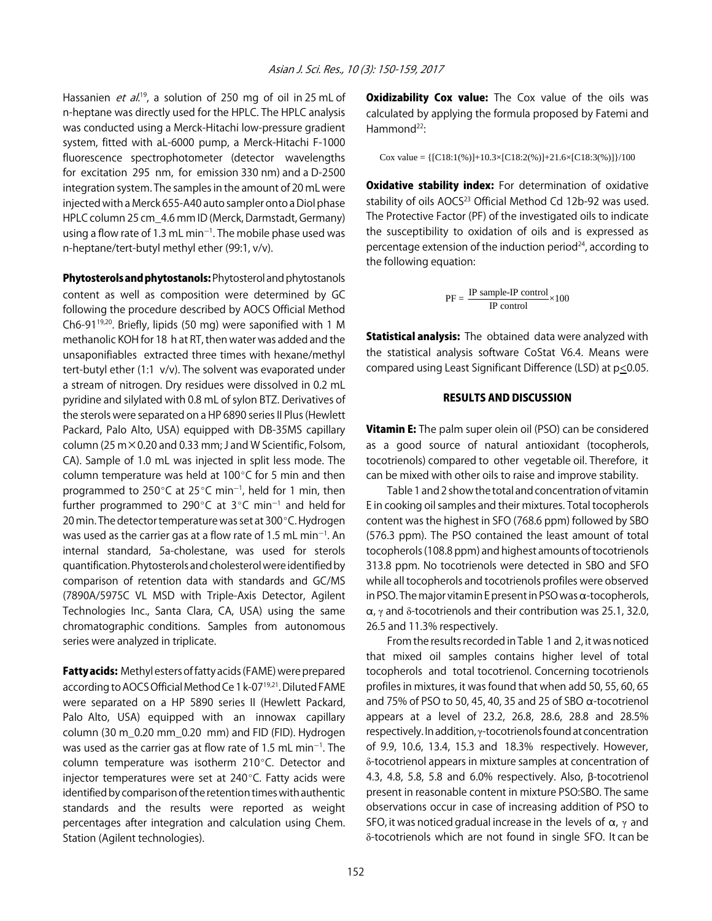Hassanien *et al.*[19], a solution of 250 mg of oil in 25 mL of n-heptane was directly used for the HPLC. The HPLC analysis was conducted using a Merck-Hitachi low-pressure gradient system, fitted with aL-6000 pump, a Merck-Hitachi F-1000 fluorescence spectrophotometer (detector wavelengths for excitation 295 nm, for emission 330 nm) and a D-2500 integration system. The samples in the amount of 20 mL were injected with a Merck 655-A40 auto sampler onto a Diol phase HPLC column 25 cm_4.6 mm ID (Merck, Darmstadt, Germany) using a flow rate of 1.3 mL $min^{-1}$. The mobile phase used was n-heptane/tert-butyl methyl ether (99:1, v/v).

**Phytosterols and phytostanols:** Phytosterol and phytostanols content as well as composition were determined by GC following the procedure described by AOCS Official Method Ch6-91[19,20]. Briefly, lipids (50 mg) were saponified with 1 M methanolic KOH for 18 h at RT, then water was added and the unsaponifiables extracted three times with hexane/methyl tert-butyl ether (1:1 v/v). The solvent was evaporated under a stream of nitrogen. Dry residues were dissolved in 0.2 mL pyridine and silylated with 0.8 mL of sylon BTZ. Derivatives of the sterols were separated on a HP 6890 series II Plus (Hewlett Packard, Palo Alto, USA) equipped with DB-35MS capillary column (25 m$\times$0.20 and 0.33 mm; J and W Scientific, Folsom, CA). Sample of 1.0 mL was injected in split less mode. The column temperature was held at 100°C for 5 min and then programmed to 250°C at 25°C $min^{-1}$, held for 1 min, then further programmed to 290°C at 3°C $min^{-1}$ and held for 20 min. The detector temperature was set at 300°C. Hydrogen was used as the carrier gas at a flow rate of 1.5 mL $min^{-1}$. An internal standard, 5a-cholestane, was used for sterols quantification. Phytosterols and cholesterol were identified by comparison of retention data with standards and GC/MS (7890A/5975C VL MSD with Triple-Axis Detector, Agilent Technologies Inc., Santa Clara, CA, USA) using the same chromatographic conditions. Samples from autonomous series were analyzed in triplicate.

**Fatty acids:** Methyl esters of fatty acids (FAME) were prepared according to AOCS Official Method Ce 1 k-07[19,21]. Diluted FAME were separated on a HP 5890 series II (Hewlett Packard, Palo Alto, USA) equipped with an innowax capillary column (30 m_0.20 mm_0.20 mm) and FID (FID). Hydrogen was used as the carrier gas at flow rate of 1.5 mL $min^{-1}$. The column temperature was isotherm 210°C. Detector and injector temperatures were set at 240°C. Fatty acids were identified by comparison of the retention times with authentic standards and the results were reported as weight percentages after integration and calculation using Chem. Station (Agilent technologies).

**Oxidizability Cox value:** The Cox value of the oils was calculated by applying the formula proposed by Fatemi and Hammond[22]:

$$\text{Cox value} = \{[C18:1(\%)]+10.3\times[C18:2(\%)]+21.6\times[C18:3(\%)]\}/100$$

**Oxidative stability index:** For determination of oxidative stability of oils AOCS[23] Official Method Cd 12b-92 was used. The Protective Factor (PF) of the investigated oils to indicate the susceptibility to oxidation of oils and is expressed as percentage extension of the induction period[24], according to the following equation:

$$PF = \frac{\text{IP sample-IP control}}{\text{IP control}}\times 100$$

**Statistical analysis:** The obtained data were analyzed with the statistical analysis software CoStat V6.4. Means were compared using Least Significant Difference (LSD) at $p\leq 0.05$.

## RESULTS AND DISCUSSION

**Vitamin E:** The palm super olein oil (PSO) can be considered as a good source of natural antioxidant (tocopherols, tocotrienols) compared to other vegetable oil. Therefore, it can be mixed with other oils to raise and improve stability.

Table 1 and 2 show the total and concentration of vitamin E in cooking oil samples and their mixtures. Total tocopherols content was the highest in SFO (768.6 ppm) followed by SBO (576.3 ppm). The PSO contained the least amount of total tocopherols (108.8 ppm) and highest amounts of tocotrienols 313.8 ppm. No tocotrienols were detected in SBO and SFO while all tocopherols and tocotrienols profiles were observed in PSO. The major vitamin E present in PSO was $\alpha$-tocopherols, $\alpha$, $\gamma$ and $\delta$-tocotrienols and their contribution was 25.1, 32.0, 26.5 and 11.3% respectively.

From the results recorded in Table 1 and 2, it was noticed that mixed oil samples contains higher level of total tocopherols and total tocotrienol. Concerning tocotrienols profiles in mixtures, it was found that when add 50, 55, 60, 65 and 75% of PSO to 50, 45, 40, 35 and 25 of SBO $\alpha$-tocotrienol appears at a level of 23.2, 26.8, 28.6, 28.8 and 28.5% respectively. In addition, $\gamma$-tocotrienols found at concentration of 9.9, 10.6, 13.4, 15.3 and 18.3% respectively. However, $\delta$-tocotrienol appears in mixture samples at concentration of 4.3, 4.8, 5.8, 5.8 and 6.0% respectively. Also, $\beta$-tocotrienol present in reasonable content in mixture PSO:SBO. The same observations occur in case of increasing addition of PSO to SFO, it was noticed gradual increase in the levels of $\alpha$, $\gamma$ and $\delta$-tocotrienols which are not found in single SFO. It can be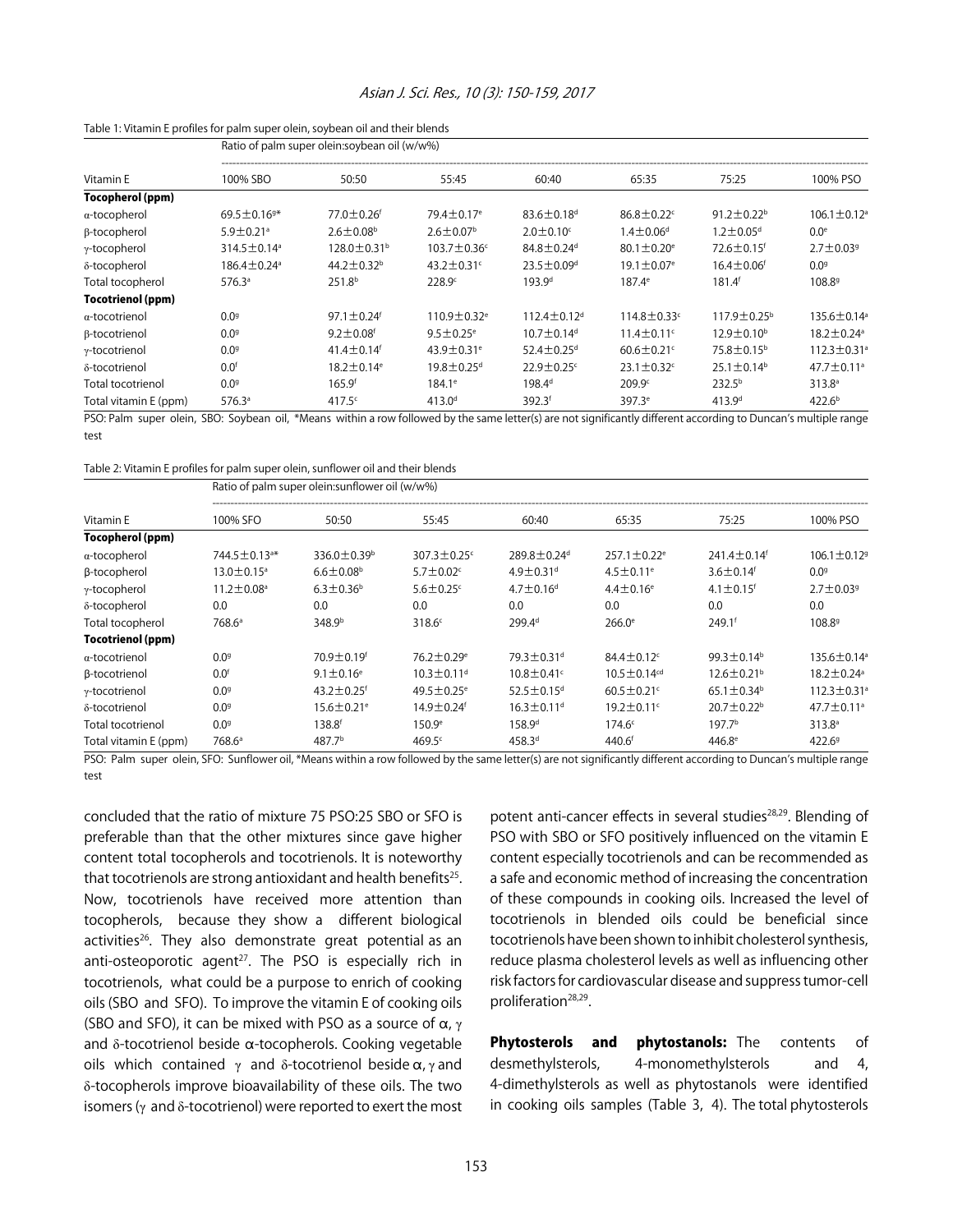Table 1: Vitamin E profiles for palm super olein, soybean oil and their blends

| | Ratio of palm super olein:soybean oil (w/w%) | | | | | | |
|---|---|---|---|---|---|---|---|
| Vitamin E | 100% SBO | 50:50 | 55:45 | 60:40 | 65:35 | 75:25 | 100% PSO |
| **Tocopherol (ppm)** | | | | | | | |
| α-tocopherol | 69.5±0.16[g]* | 77.0±0.26[f] | 79.4±0.17[e] | 83.6±0.18[d] | 86.8±0.22[c] | 91.2±0.22[b] | 106.1±0.12[a] |
| β-tocopherol | 5.9±0.21[a] | 2.6±0.08[b] | 2.6±0.07[b] | 2.0±0.10[c] | 1.4±0.06[d] | 1.2±0.05[d] | 0.0[e] |
| γ-tocopherol | 314.5±0.14[a] | 128.0±0.31[b] | 103.7±0.36[c] | 84.8±0.24[d] | 80.1±0.20[e] | 72.6±0.15[f] | 2.7±0.03[g] |
| δ-tocopherol | 186.4±0.24[a] | 44.2±0.32[b] | 43.2±0.31[c] | 23.5±0.09[d] | 19.1±0.07[e] | 16.4±0.06[f] | 0.0[g] |
| Total tocopherol | 576.3[a] | 251.8[b] | 228.9[c] | 193.9[d] | 187.4[e] | 181.4[f] | 108.8[g] |
| **Tocotrienol (ppm)** | | | | | | | |
| α-tocotrienol | 0.0[g] | 97.1±0.24[f] | 110.9±0.32[e] | 112.4±0.12[d] | 114.8±0.33[c] | 117.9±0.25[b] | 135.6±0.14[a] |
| β-tocotrienol | 0.0[g] | 9.2±0.08[f] | 9.5±0.25[e] | 10.7±0.14[d] | 11.4±0.11[c] | 12.9±0.10[b] | 18.2±0.24[a] |
| γ-tocotrienol | 0.0[g] | 41.4±0.14[f] | 43.9±0.31[e] | 52.4±0.25[d] | 60.6±0.21[c] | 75.8±0.15[b] | 112.3±0.31[a] |
| δ-tocotrienol | 0.0[f] | 18.2±0.14[e] | 19.8±0.25[d] | 22.9±0.25[c] | 23.1±0.32[c] | 25.1±0.14[b] | 47.7±0.11[a] |
| Total tocotrienol | 0.0[g] | 165.9[f] | 184.1[e] | 198.4[d] | 209.9[c] | 232.5[b] | 313.8[a] |
| Total vitamin E (ppm) | 576.3[a] | 417.5[c] | 413.0[d] | 392.3[f] | 397.3[e] | 413.9[d] | 422.6[b] |

PSO: Palm super olein, SBO: Soybean oil, *Means within a row followed by the same letter(s) are not significantly different according to Duncan's multiple range test

Table 2: Vitamin E profiles for palm super olein, sunflower oil and their blends

| | Ratio of palm super olein:sunflower oil (w/w%) | | | | | | |
|---|---|---|---|---|---|---|---|
| Vitamin E | 100% SFO | 50:50 | 55:45 | 60:40 | 65:35 | 75:25 | 100% PSO |
| **Tocopherol (ppm)** | | | | | | | |
| α-tocopherol | 744.5±0.13[a]* | 336.0±0.39[b] | 307.3±0.25[c] | 289.8±0.24[d] | 257.1±0.22[e] | 241.4±0.14[f] | 106.1±0.12[g] |
| β-tocopherol | 13.0±0.15[a] | 6.6±0.08[b] | 5.7±0.02[c] | 4.9±0.31[d] | 4.5±0.11[e] | 3.6±0.14[f] | 0.0[g] |
| γ-tocopherol | 11.2±0.08[a] | 6.3±0.36[b] | 5.6±0.25[c] | 4.7±0.16[d] | 4.4±0.16[e] | 4.1±0.15[f] | 2.7±0.03[g] |
| δ-tocopherol | 0.0 | 0.0 | 0.0 | 0.0 | 0.0 | 0.0 | 0.0 |
| Total tocopherol | 768.6[a] | 348.9[b] | 318.6[c] | 299.4[d] | 266.0[e] | 249.1[f] | 108.8[g] |
| **Tocotrienol (ppm)** | | | | | | | |
| α-tocotrienol | 0.0[g] | 70.9±0.19[f] | 76.2±0.29[e] | 79.3±0.31[d] | 84.4±0.12[c] | 99.3±0.14[b] | 135.6±0.14[a] |
| β-tocotrienol | 0.0[f] | 9.1±0.16[e] | 10.3±0.11[d] | 10.8±0.41[c] | 10.5±0.14[cd] | 12.6±0.21[b] | 18.2±0.24[a] |
| γ-tocotrienol | 0.0[g] | 43.2±0.25[f] | 49.5±0.25[e] | 52.5±0.15[d] | 60.5±0.21[c] | 65.1±0.34[b] | 112.3±0.31[a] |
| δ-tocotrienol | 0.0[g] | 15.6±0.21[e] | 14.9±0.24[f] | 16.3±0.11[d] | 19.2±0.11[c] | 20.7±0.22[b] | 47.7±0.11[a] |
| Total tocotrienol | 0.0[g] | 138.8[f] | 150.9[e] | 158.9[d] | 174.6[c] | 197.7[b] | 313.8[a] |
| Total vitamin E (ppm) | 768.6[a] | 487.7[b] | 469.5[c] | 458.3[d] | 440.6[f] | 446.8[e] | 422.6[g] |

PSO: Palm super olein, SFO: Sunflower oil, *Means within a row followed by the same letter(s) are not significantly different according to Duncan's multiple range test

concluded that the ratio of mixture 75 PSO:25 SBO or SFO is preferable than that the other mixtures since gave higher content total tocopherols and tocotrienols. It is noteworthy that tocotrienols are strong antioxidant and health benefits[25]. Now, tocotrienols have received more attention than tocopherols, because they show a different biological activities[26]. They also demonstrate great potential as an anti-osteoporotic agent[27]. The PSO is especially rich in tocotrienols, what could be a purpose to enrich of cooking oils (SBO and SFO). To improve the vitamin E of cooking oils (SBO and SFO), it can be mixed with PSO as a source of α, γ and δ-tocotrienol beside α-tocopherols. Cooking vegetable oils which contained γ and δ-tocotrienol beside α, γ and δ-tocopherols improve bioavailability of these oils. The two isomers (γ and δ-tocotrienol) were reported to exert the most potent anti-cancer effects in several studies[28,29]. Blending of PSO with SBO or SFO positively influenced on the vitamin E content especially tocotrienols and can be recommended as a safe and economic method of increasing the concentration of these compounds in cooking oils. Increased the level of tocotrienols in blended oils could be beneficial since tocotrienols have been shown to inhibit cholesterol synthesis, reduce plasma cholesterol levels as well as influencing other risk factors for cardiovascular disease and suppress tumor-cell proliferation[28,29].

**Phytosterols and phytostanols:** The contents of desmethylsterols, 4-monomethylsterols and 4, 4-dimethylsterols as well as phytostanols were identified in cooking oils samples (Table 3, 4). The total phytosterols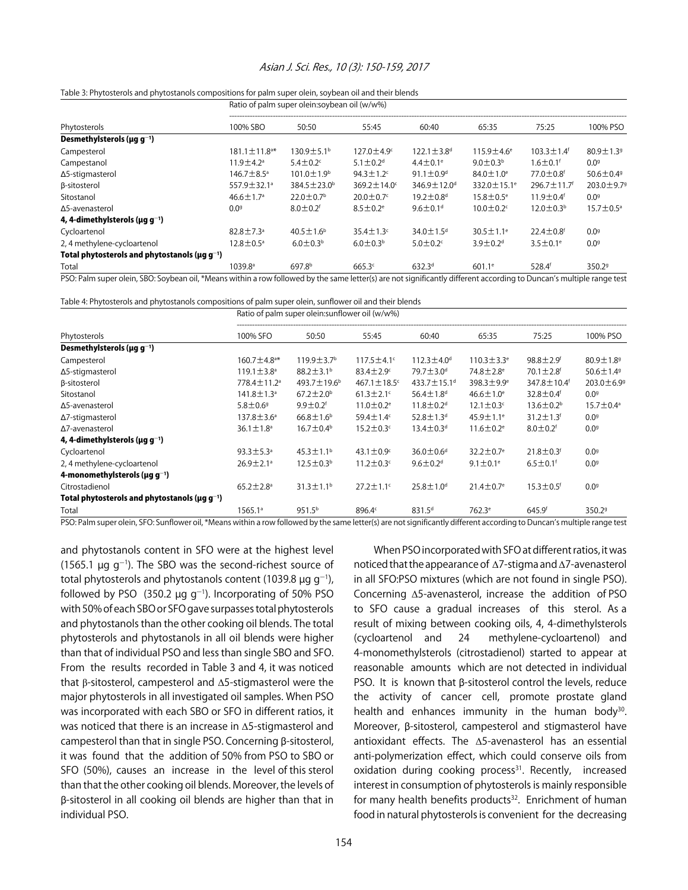Table 3: Phytosterols and phytostanols compositions for palm super olein, soybean oil and their blends

| | Ratio of palm super olein:soybean oil (w/w%) | | | | | | |
|---|---|---|---|---|---|---|---|
| Phytosterols | 100% SBO | 50:50 | 55:45 | 60:40 | 65:35 | 75:25 | 100% PSO |
| **Desmethylsterols (µg g$^{-1}$)** | | | | | | | |
| Campesterol | 181.1±11.8[a]* | 130.9±5.1[b] | 127.0±4.9[c] | 122.1±3.8[d] | 115.9±4.6[e] | 103.3±1.4[f] | 80.9±1.3[g] |
| Campestanol | 11.9±4.2[a] | 5.4±0.2[c] | 5.1±0.2[d] | 4.4±0.1[e] | 9.0±0.3[b] | 1.6±0.1[f] | 0.0[g] |
| Δ5-stigmasterol | 146.7±8.5[a] | 101.0±1.9[b] | 94.3±1.2[c] | 91.1±0.9[d] | 84.0±1.0[e] | 77.0±0.8[f] | 50.6±0.4[g] |
| β-sitosterol | 557.9±32.1[a] | 384.5±23.0[b] | 369.2±14.0[c] | 346.9±12.0[d] | 332.0±15.1[e] | 296.7±11.7[f] | 203.0±9.7[g] |
| Sitostanol | 46.6±1.7[a] | 22.0±0.7[b] | 20.0±0.7[c] | 19.2±0.8[d] | 15.8±0.5[e] | 11.9±0.4[f] | 0.0[g] |
| Δ5-avenasterol | 0.0[g] | 8.0±0.2[f] | 8.5±0.2[e] | 9.6±0.1[d] | 10.0±0.2[c] | 12.0±0.3[b] | 15.7±0.5[a] |
| **4, 4-dimethylsterols (µg g$^{-1}$)** | | | | | | | |
| Cycloartenol | 82.8±7.3[a] | 40.5±1.6[b] | 35.4±1.3[c] | 34.0±1.5[d] | 30.5±1.1[e] | 22.4±0.8[f] | 0.0[g] |
| 2, 4 methylene-cycloartenol | 12.8±0.5[a] | 6.0±0.3[b] | 6.0±0.3[b] | 5.0±0.2[c] | 3.9±0.2[d] | 3.5±0.1[e] | 0.0[g] |
| **Total phytosterols and phytostanols (µg g$^{-1}$)** | | | | | | | |
| Total | 1039.8[a] | 697.8[b] | 665.3[c] | 632.3[d] | 601.1[e] | 528.4[f] | 350.2[g] |

PSO: Palm super olein, SBO: Soybean oil, *Means within a row followed by the same letter(s) are not significantly different according to Duncan's multiple range test

Table 4: Phytosterols and phytostanols compositions of palm super olein, sunflower oil and their blends

| | Ratio of palm super olein:sunflower oil (w/w%) | | | | | | |
|---|---|---|---|---|---|---|---|
| Phytosterols | 100% SFO | 50:50 | 55:45 | 60:40 | 65:35 | 75:25 | 100% PSO |
| **Desmethylsterols (µg g$^{-1}$)** | | | | | | | |
| Campesterol | 160.7±4.8[a]* | 119.9±3.7[b] | 117.5±4.1[c] | 112.3±4.0[d] | 110.3±3.3[e] | 98.8±2.9[f] | 80.9±1.8[g] |
| Δ5-stigmasterol | 119.1±3.8[a] | 88.2±3.1[b] | 83.4±2.9[c] | 79.7±3.0[d] | 74.8±2.8[e] | 70.1±2.8[f] | 50.6±1.4[g] |
| β-sitosterol | 778.4±11.2[a] | 493.7±19.6[b] | 467.1±18.5[c] | 433.7±15.1[d] | 398.3±9.9[e] | 347.8±10.4[f] | 203.0±6.9[g] |
| Sitostanol | 141.8±1.3[a] | 67.2±2.0[b] | 61.3±2.1[c] | 56.4±1.8[d] | 46.6±1.0[e] | 32.8±0.4[f] | 0.0[g] |
| Δ5-avenasterol | 5.8±0.6[g] | 9.9±0.2[f] | 11.0±0.2[e] | 11.8±0.2[d] | 12.1±0.3[c] | 13.6±0.2[b] | 15.7±0.4[a] |
| Δ7-stigmasterol | 137.8±3.6[a] | 66.8±1.6[b] | 59.4±1.4[c] | 52.8±1.3[d] | 45.9±1.1[e] | 31.2±1.3[f] | 0.0[g] |
| Δ7-avenasterol | 36.1±1.8[a] | 16.7±0.4[b] | 15.2±0.3[c] | 13.4±0.3[d] | 11.6±0.2[e] | 8.0±0.2[f] | 0.0[g] |
| **4, 4-dimethylsterols (µg g$^{-1}$)** | | | | | | | |
| Cycloartenol | 93.3±5.3[a] | 45.3±1.1[b] | 43.1±0.9[c] | 36.0±0.6[d] | 32.2±0.7[e] | 21.8±0.3[f] | 0.0[g] |
| 2, 4 methylene-cycloartenol | 26.9±2.1[a] | 12.5±0.3[b] | 11.2±0.3[c] | 9.6±0.2[d] | 9.1±0.1[e] | 6.5±0.1[f] | 0.0[g] |
| **4-monomethylsterols (µg g$^{-1}$)** | | | | | | | |
| Citrostadienol | 65.2±2.8[a] | 31.3±1.1[b] | 27.2±1.1[c] | 25.8±1.0[d] | 21.4±0.7[e] | 15.3±0.5[f] | 0.0[g] |
| **Total phytosterols and phytostanols (µg g$^{-1}$)** | | | | | | | |
| Total | 1565.1[a] | 951.5[b] | 896.4[c] | 831.5[d] | 762.3[e] | 645.9[f] | 350.2[g] |

PSO: Palm super olein, SFO: Sunflower oil, *Means within a row followed by the same letter(s) are not significantly different according to Duncan's multiple range test

and phytostanols content in SFO were at the highest level (1565.1 µg g$^{-1}$). The SBO was the second-richest source of total phytosterols and phytostanols content (1039.8 µg g$^{-1}$), followed by PSO (350.2 µg g$^{-1}$). Incorporating of 50% PSO with 50% of each SBO or SFO gave surpasses total phytosterols and phytostanols than the other cooking oil blends. The total phytosterols and phytostanols in all oil blends were higher than that of individual PSO and less than single SBO and SFO. From the results recorded in Table 3 and 4, it was noticed that β-sitosterol, campesterol and Δ5-stigmasterol were the major phytosterols in all investigated oil samples. When PSO was incorporated with each SBO or SFO in different ratios, it was noticed that there is an increase in Δ5-stigmasterol and campesterol than that in single PSO. Concerning β-sitosterol, it was found that the addition of 50% from PSO to SBO or SFO (50%), causes an increase in the level of this sterol than that the other cooking oil blends. Moreover, the levels of β-sitosterol in all cooking oil blends are higher than that in individual PSO.

When PSO incorporated with SFO at different ratios, it was noticed that the appearance of Δ7-stigma and Δ7-avenasterol in all SFO:PSO mixtures (which are not found in single PSO). Concerning Δ5-avenasterol, increase the addition of PSO to SFO cause a gradual increases of this sterol. As a result of mixing between cooking oils, 4, 4-dimethylsterols (cycloartenol and 24 methylene-cycloartenol) and 4-monomethylsterols (citrostadienol) started to appear at reasonable amounts which are not detected in individual PSO. It is known that β-sitosterol control the levels, reduce the activity of cancer cell, promote prostate gland health and enhances immunity in the human body[30]. Moreover, β-sitosterol, campesterol and stigmasterol have antioxidant effects. The Δ5-avenasterol has an essential anti-polymerization effect, which could conserve oils from oxidation during cooking process[31]. Recently, increased interest in consumption of phytosterols is mainly responsible for many health benefits products[32]. Enrichment of human food in natural phytosterols is convenient for the decreasing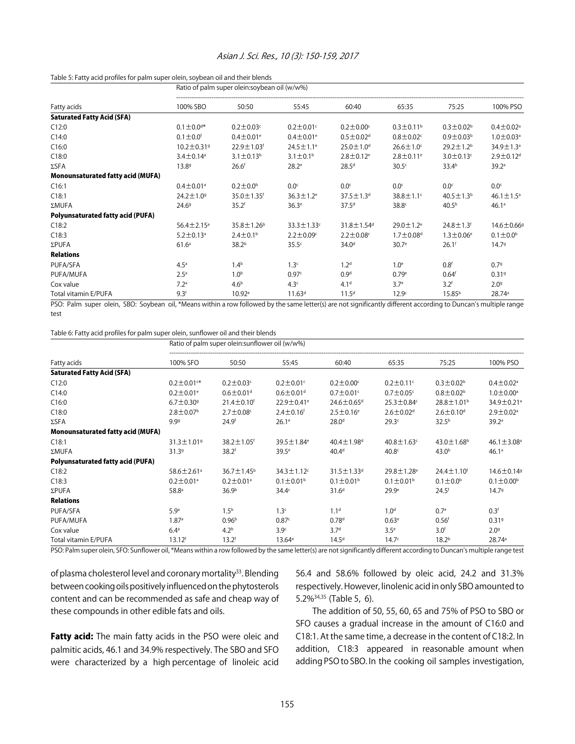Table 5: Fatty acid profiles for palm super olein, soybean oil and their blends

| | Ratio of palm super olein:soybean oil (w/w%) | | | | | | |
|---|---|---|---|---|---|---|---|
| Fatty acids | 100% SBO | 50:50 | 55:45 | 60:40 | 65:35 | 75:25 | 100% PSO |
| **Saturated Fatty Acid (SFA)** | | | | | | | |
| C12:0 | 0.1±0.0[d]* | 0.2±0.03[c] | 0.2±0.01[c] | 0.2±0.00[c] | 0.3±0.11[b] | 0.3±0.02[b] | 0.4±0.02[a] |
| C14:0 | 0.1±0.0[f] | 0.4±0.01[e] | 0.4±0.01[e] | 0.5±0.02[d] | 0.8±0.02[c] | 0.9±0.03[b] | 1.0±0.03[a] |
| C16:0 | 10.2±0.31[g] | 22.9±1.03[f] | 24.5±1.1[e] | 25.0±1.0[d] | 26.6±1.0[c] | 29.2±1.2[b] | 34.9±1.3[a] |
| C18:0 | 3.4±0.14[a] | 3.1±0.13[b] | 3.1±0.1[b] | 2.8±0.12[e] | 2.8±0.11[e] | 3.0±0.13[c] | 2.9±0.12[d] |
| ΣSFA | 13.8[g] | 26.6[f] | 28.2[e] | 28.5[d] | 30.5[c] | 33.4[b] | 39.2[a] |
| **Monounsaturated fatty acid (MUFA)** | | | | | | | |
| C16:1 | 0.4±0.01[a] | 0.2±0.0[b] | 0.0[c] | 0.0[c] | 0.0[c] | 0.0[c] | 0.0[c] |
| C18:1 | 24.2±1.0[g] | 35.0±1.35[f] | 36.3±1.2[e] | 37.5±1.3[d] | 38.8±1.1[c] | 40.5±1.3[b] | 46.1±1.5[a] |
| ΣMUFA | 24.6[g] | 35.2[f] | 36.3[e] | 37.5[d] | 38.8[c] | 40.5[b] | 46.1[a] |
| **Polyunsaturated fatty acid (PUFA)** | | | | | | | |
| C18:2 | 56.4±2.15[a] | 35.8±1.26[b] | 33.3±1.33[c] | 31.8±1.54[d] | 29.0±1.2[e] | 24.8±1.3[f] | 14.6±0.66[g] |
| C18:3 | 5.2±0.13[a] | 2.4±0.1[b] | 2.2±0.09[c] | 2.2±0.08[c] | 1.7±0.08[d] | 1.3±0.06[e] | 0.1±0.0[b] |
| ΣPUFA | 61.6[a] | 38.2[b] | 35.5[c] | 34.0[d] | 30.7[e] | 26.1[f] | 14.7[g] |
| **Relations** | | | | | | | |
| PUFA/SFA | 4.5[a] | 1.4[b] | 1.3[c] | 1.2[d] | 1.0[e] | 0.8[f] | 0.7[g] |
| PUFA/MUFA | 2.5[a] | 1.0[b] | 0.97[c] | 0.9[d] | 0.79[e] | 0.64[f] | 0.31[g] |
| Cox value | 7.2[a] | 4.6[b] | 4.3[c] | 4.1[d] | 3.7[e] | 3.2[f] | 2.0[g] |
| Total vitamin E/PUFA | 9.3[f] | 10.92[e] | 11.63[d] | 11.5[d] | 12.9[c] | 15.85[b] | 28.74[a] |

PSO: Palm super olein, SBO: Soybean oil, *Means within a row followed by the same letter(s) are not significantly different according to Duncan's multiple range test

Table 6: Fatty acid profiles for palm super olein, sunflower oil and their blends

| | Ratio of palm super olein:sunflower oil (w/w%) | | | | | | |
|---|---|---|---|---|---|---|---|
| Fatty acids | 100% SFO | 50:50 | 55:45 | 60:40 | 65:35 | 75:25 | 100% PSO |
| **Saturated Fatty Acid (SFA)** | | | | | | | |
| C12:0 | 0.2±0.01[c]* | 0.2±0.03[c] | 0.2±0.01[c] | 0.2±0.00[c] | 0.2±0.11[c] | 0.3±0.02[b] | 0.4±0.02[a] |
| C14:0 | 0.2±0.01[e] | 0.6±0.01[d] | 0.6±0.01[d] | 0.7±0.01[c] | 0.7±0.05[c] | 0.8±0.02[b] | 1.0±0.00[a] |
| C16:0 | 6.7±0.30[g] | 21.4±0.10[f] | 22.9±0.41[e] | 24.6±0.65[d] | 25.3±0.84[c] | 28.8±1.01[b] | 34.9±0.21[a] |
| C18:0 | 2.8±0.07[b] | 2.7±0.08[c] | 2.4±0.16[f] | 2.5±0.16[e] | 2.6±0.02[d] | 2.6±0.10[d] | 2.9±0.02[a] |
| ΣSFA | 9.9[g] | 24.9[f] | 26.1[e] | 28.0[d] | 29.3[c] | 32.5[b] | 39.2[a] |
| **Monounsaturated fatty acid (MUFA)** | | | | | | | |
| C18:1 | 31.3±1.01[g] | 38.2±1.05[f] | 39.5±1.84[e] | 40.4±1.98[d] | 40.8±1.63[c] | 43.0±1.68[b] | 46.1±3.08[a] |
| ΣMUFA | 31.3[g] | 38.2[f] | 39.5[e] | 40.4[d] | 40.8[c] | 43.0[b] | 46.1[a] |
| **Polyunsaturated fatty acid (PUFA)** | | | | | | | |
| C18:2 | 58.6±2.61[a] | 36.7±1.45[b] | 34.3±1.12[c] | 31.5±1.33[d] | 29.8±1.28[e] | 24.4±1.10[f] | 14.6±0.14[g] |
| C18:3 | 0.2±0.01[a] | 0.2±0.01[a] | 0.1±0.01[b] | 0.1±0.01[b] | 0.1±0.01[b] | 0.1±0.0[b] | 0.1±0.00[b] |
| ΣPUFA | 58.8[a] | 36.9[b] | 34.4[c] | 31.6[d] | 29.9[e] | 24.5[f] | 14.7[g] |
| **Relations** | | | | | | | |
| PUFA/SFA | 5.9[a] | 1.5[b] | 1.3[c] | 1.1[d] | 1.0[d] | 0.7[e] | 0.3[f] |
| PUFA/MUFA | 1.87[a] | 0.96[b] | 0.87[c] | 0.78[d] | 0.63[e] | 0.56[f] | 0.31[g] |
| Cox value | 6.4[a] | 4.2[b] | 3.9[c] | 3.7[d] | 3.5[e] | 3.0[f] | 2.0[g] |
| Total vitamin E/PUFA | 13.12[f] | 13.2[f] | 13.64[e] | 14.5[d] | 14.7[c] | 18.2[b] | 28.74[a] |

PSO: Palm super olein, SFO: Sunflower oil, *Means within a row followed by the same letter(s) are not significantly different according to Duncan's multiple range test

of plasma cholesterol level and coronary mortality[33]. Blending between cooking oils positively influenced on the phytosterols content and can be recommended as safe and cheap way of these compounds in other edible fats and oils.

**Fatty acid:** The main fatty acids in the PSO were oleic and palmitic acids, 46.1 and 34.9% respectively. The SBO and SFO were characterized by a high percentage of linoleic acid 56.4 and 58.6% followed by oleic acid, 24.2 and 31.3% respectively. However, linolenic acid in only SBO amounted to 5.2%[34,35] (Table 5, 6).

The addition of 50, 55, 60, 65 and 75% of PSO to SBO or SFO causes a gradual increase in the amount of C16:0 and C18:1. At the same time, a decrease in the content of C18:2. In addition, C18:3 appeared in reasonable amount when adding PSO to SBO. In the cooking oil samples investigation,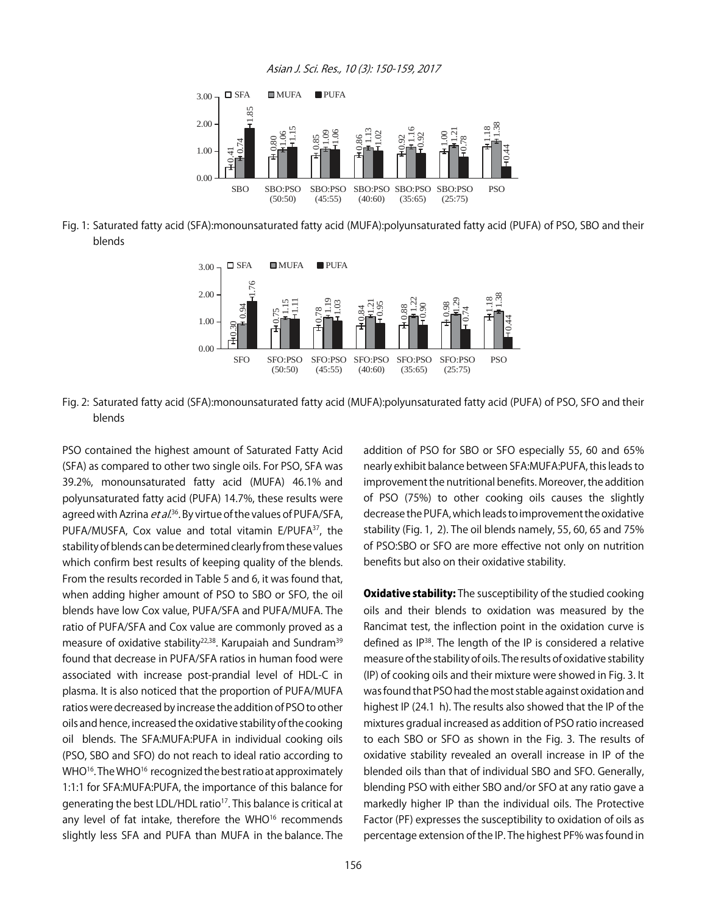Fig. 1: Saturated fatty acid (SFA):monounsaturated fatty acid (MUFA):polyunsaturated fatty acid (PUFA) of PSO, SBO and their blends

Fig. 2: Saturated fatty acid (SFA):monounsaturated fatty acid (MUFA):polyunsaturated fatty acid (PUFA) of PSO, SFO and their blends

PSO contained the highest amount of Saturated Fatty Acid (SFA) as compared to other two single oils. For PSO, SFA was 39.2%, monounsaturated fatty acid (MUFA) 46.1% and polyunsaturated fatty acid (PUFA) 14.7%, these results were agreed with Azrina *et al.*[36]. By virtue of the values of PUFA/SFA, PUFA/MUSFA, Cox value and total vitamin E/PUFA[37], the stability of blends can be determined clearly from these values which confirm best results of keeping quality of the blends. From the results recorded in Table 5 and 6, it was found that, when adding higher amount of PSO to SBO or SFO, the oil blends have low Cox value, PUFA/SFA and PUFA/MUFA. The ratio of PUFA/SFA and Cox value are commonly proved as a measure of oxidative stability[22,38]. Karupaiah and Sundram[39] found that decrease in PUFA/SFA ratios in human food were associated with increase post-prandial level of HDL-C in plasma. It is also noticed that the proportion of PUFA/MUFA ratios were decreased by increase the addition of PSO to other oils and hence, increased the oxidative stability of the cooking oil blends. The SFA:MUFA:PUFA in individual cooking oils (PSO, SBO and SFO) do not reach to ideal ratio according to WHO[16]. The WHO[16] recognized the best ratio at approximately 1:1:1 for SFA:MUFA:PUFA, the importance of this balance for generating the best LDL/HDL ratio[17]. This balance is critical at any level of fat intake, therefore the WHO[16] recommends slightly less SFA and PUFA than MUFA in the balance. The addition of PSO for SBO or SFO especially 55, 60 and 65% nearly exhibit balance between SFA:MUFA:PUFA, this leads to improvement the nutritional benefits. Moreover, the addition of PSO (75%) to other cooking oils causes the slightly decrease the PUFA, which leads to improvement the oxidative stability (Fig. 1, 2). The oil blends namely, 55, 60, 65 and 75% of PSO:SBO or SFO are more effective not only on nutrition benefits but also on their oxidative stability.

**Oxidative stability:** The susceptibility of the studied cooking oils and their blends to oxidation was measured by the Rancimat test, the inflection point in the oxidation curve is defined as IP[38]. The length of the IP is considered a relative measure of the stability of oils. The results of oxidative stability (IP) of cooking oils and their mixture were showed in Fig. 3. It was found that PSO had the most stable against oxidation and highest IP (24.1 h). The results also showed that the IP of the mixtures gradual increased as addition of PSO ratio increased to each SBO or SFO as shown in the Fig. 3. The results of oxidative stability revealed an overall increase in IP of the blended oils than that of individual SBO and SFO. Generally, blending PSO with either SBO and/or SFO at any ratio gave a markedly higher IP than the individual oils. The Protective Factor (PF) expresses the susceptibility to oxidation of oils as percentage extension of the IP. The highest PF% was found in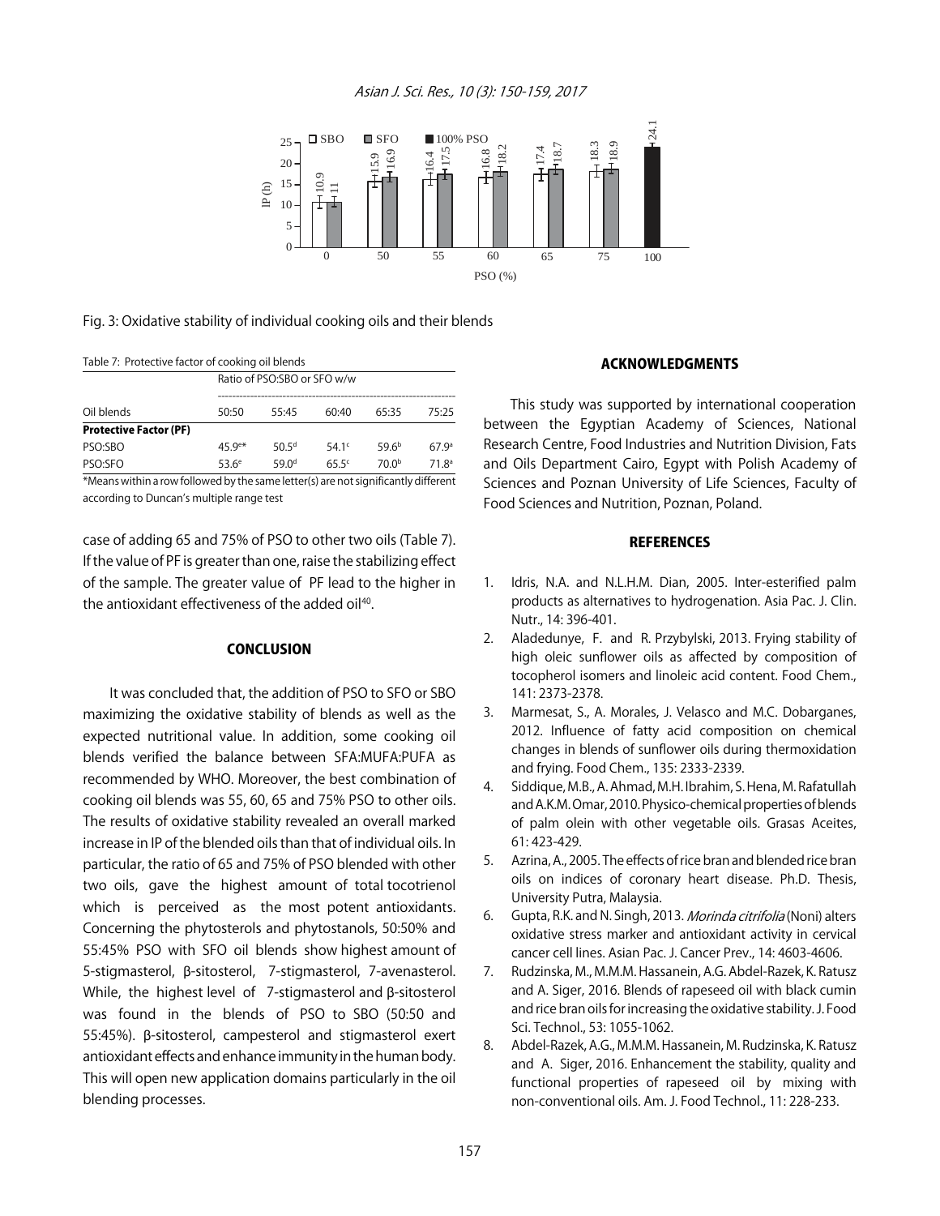Fig. 3: Oxidative stability of individual cooking oils and their blends

Table 7: Protective factor of cooking oil blends

| | Ratio of PSO:SBO or SFO w/w | | | | |
|---|---|---|---|---|---|
| Oil blends | 50:50 | 55:45 | 60:40 | 65:35 | 75:25 |
| **Protective Factor (PF)** | | | | | |
| PSO:SBO | 45.9[e]* | 50.5[d] | 54.1[c] | 59.6[b] | 67.9[a] |
| PSO:SFO | 53.6[e] | 59.0[d] | 65.5[c] | 70.0[b] | 71.8[a] |

*Means within a row followed by the same letter(s) are not significantly different according to Duncan's multiple range test

case of adding 65 and 75% of PSO to other two oils (Table 7). If the value of PF is greater than one, raise the stabilizing effect of the sample. The greater value of PF lead to the higher in the antioxidant effectiveness of the added oil[40].

## CONCLUSION

It was concluded that, the addition of PSO to SFO or SBO maximizing the oxidative stability of blends as well as the expected nutritional value. In addition, some cooking oil blends verified the balance between SFA:MUFA:PUFA as recommended by WHO. Moreover, the best combination of cooking oil blends was 55, 60, 65 and 75% PSO to other oils. The results of oxidative stability revealed an overall marked increase in IP of the blended oils than that of individual oils. In particular, the ratio of 65 and 75% of PSO blended with other two oils, gave the highest amount of total tocotrienol which is perceived as the most potent antioxidants. Concerning the phytosterols and phytostanols, 50:50% and 55:45% PSO with SFO oil blends show highest amount of 5-stigmasterol, β-sitosterol, 7-stigmasterol, 7-avenasterol. While, the highest level of 7-stigmasterol and β-sitosterol was found in the blends of PSO to SBO (50:50 and 55:45%). β-sitosterol, campesterol and stigmasterol exert antioxidant effects and enhance immunity in the human body. This will open new application domains particularly in the oil blending processes.

## ACKNOWLEDGMENTS

This study was supported by international cooperation between the Egyptian Academy of Sciences, National Research Centre, Food Industries and Nutrition Division, Fats and Oils Department Cairo, Egypt with Polish Academy of Sciences and Poznan University of Life Sciences, Faculty of Food Sciences and Nutrition, Poznan, Poland.

## REFERENCES

1. Idris, N.A. and N.L.H.M. Dian, 2005. Inter-esterified palm products as alternatives to hydrogenation. Asia Pac. J. Clin. Nutr., 14: 396-401.
2. Aladedunye, F. and R. Przybylski, 2013. Frying stability of high oleic sunflower oils as affected by composition of tocopherol isomers and linoleic acid content. Food Chem., 141: 2373-2378.
3. Marmesat, S., A. Morales, J. Velasco and M.C. Dobarganes, 2012. Influence of fatty acid composition on chemical changes in blends of sunflower oils during thermoxidation and frying. Food Chem., 135: 2333-2339.
4. Siddique, M.B., A. Ahmad, M.H. Ibrahim, S. Hena, M. Rafatullah and A.K.M. Omar, 2010. Physico-chemical properties of blends of palm olein with other vegetable oils. Grasas Aceites, 61: 423-429.
5. Azrina, A., 2005. The effects of rice bran and blended rice bran oils on indices of coronary heart disease. Ph.D. Thesis, University Putra, Malaysia.
6. Gupta, R.K. and N. Singh, 2013. *Morinda citrifolia* (Noni) alters oxidative stress marker and antioxidant activity in cervical cancer cell lines. Asian Pac. J. Cancer Prev., 14: 4603-4606.
7. Rudzinska, M., M.M.M. Hassanein, A.G. Abdel-Razek, K. Ratusz and A. Siger, 2016. Blends of rapeseed oil with black cumin and rice bran oils for increasing the oxidative stability. J. Food Sci. Technol., 53: 1055-1062.
8. Abdel-Razek, A.G., M.M.M. Hassanein, M. Rudzinska, K. Ratusz and A. Siger, 2016. Enhancement the stability, quality and functional properties of rapeseed oil by mixing with non-conventional oils. Am. J. Food Technol., 11: 228-233.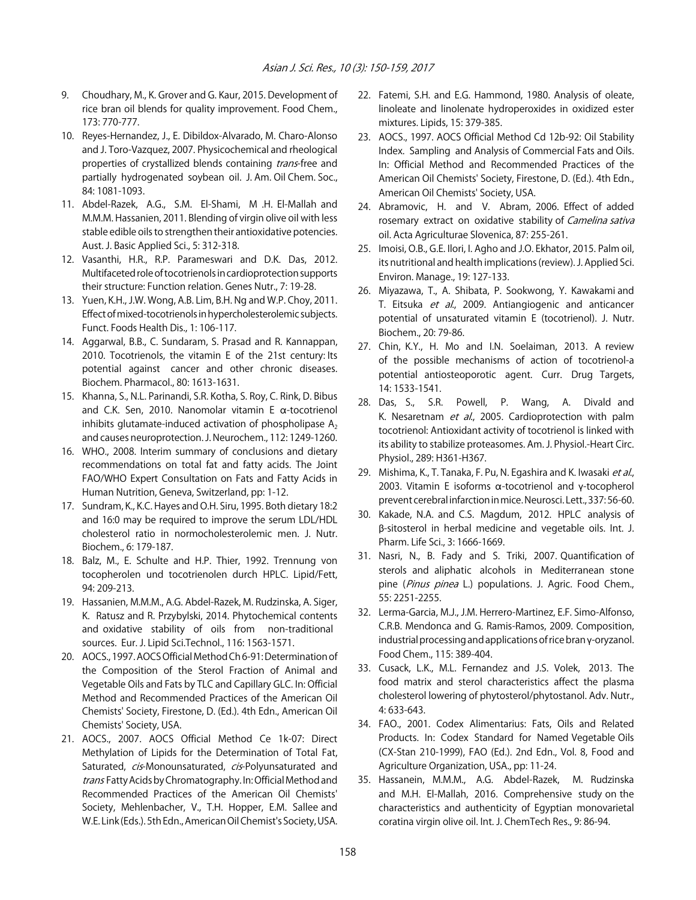9. Choudhary, M., K. Grover and G. Kaur, 2015. Development of rice bran oil blends for quality improvement. Food Chem., 173: 770-777.
10. Reyes-Hernandez, J., E. Dibildox-Alvarado, M. Charo-Alonso and J. Toro-Vazquez, 2007. Physicochemical and rheological properties of crystallized blends containing *trans*-free and partially hydrogenated soybean oil. J. Am. Oil Chem. Soc., 84: 1081-1093.
11. Abdel-Razek, A.G., S.M. El-Shami, M .H. El-Mallah and M.M.M. Hassanien, 2011. Blending of virgin olive oil with less stable edible oils to strengthen their antioxidative potencies. Aust. J. Basic Applied Sci., 5: 312-318.
12. Vasanthi, H.R., R.P. Parameswari and D.K. Das, 2012. Multifaceted role of tocotrienols in cardioprotection supports their structure: Function relation. Genes Nutr., 7: 19-28.
13. Yuen, K.H., J.W. Wong, A.B. Lim, B.H. Ng and W.P. Choy, 2011. Effect of mixed-tocotrienols in hypercholesterolemic subjects. Funct. Foods Health Dis., 1: 106-117.
14. Aggarwal, B.B., C. Sundaram, S. Prasad and R. Kannappan, 2010. Tocotrienols, the vitamin E of the 21st century: Its potential against cancer and other chronic diseases. Biochem. Pharmacol., 80: 1613-1631.
15. Khanna, S., N.L. Parinandi, S.R. Kotha, S. Roy, C. Rink, D. Bibus and C.K. Sen, 2010. Nanomolar vitamin E α-tocotrienol inhibits glutamate-induced activation of phospholipase $A_2$ and causes neuroprotection. J. Neurochem., 112: 1249-1260.
16. WHO., 2008. Interim summary of conclusions and dietary recommendations on total fat and fatty acids. The Joint FAO/WHO Expert Consultation on Fats and Fatty Acids in Human Nutrition, Geneva, Switzerland, pp: 1-12.
17. Sundram, K., K.C. Hayes and O.H. Siru, 1995. Both dietary 18:2 and 16:0 may be required to improve the serum LDL/HDL cholesterol ratio in normocholesterolemic men. J. Nutr. Biochem., 6: 179-187.
18. Balz, M., E. Schulte and H.P. Thier, 1992. Trennung von tocopherolen und tocotrienolen durch HPLC. Lipid/Fett, 94: 209-213.
19. Hassanien, M.M.M., A.G. Abdel-Razek, M. Rudzinska, A. Siger, K. Ratusz and R. Przybylski, 2014. Phytochemical contents and oxidative stability of oils from non-traditional sources. Eur. J. Lipid Sci.Technol., 116: 1563-1571.
20. AOCS., 1997. AOCS Official Method Ch 6-91: Determination of the Composition of the Sterol Fraction of Animal and Vegetable Oils and Fats by TLC and Capillary GLC. In: Official Method and Recommended Practices of the American Oil Chemists' Society, Firestone, D. (Ed.). 4th Edn., American Oil Chemists' Society, USA.
21. AOCS., 2007. AOCS Official Method Ce 1k-07: Direct Methylation of Lipids for the Determination of Total Fat, Saturated, *cis*-Monounsaturated, *cis*-Polyunsaturated and *trans* Fatty Acids by Chromatography. In: Official Method and Recommended Practices of the American Oil Chemists' Society, Mehlenbacher, V., T.H. Hopper, E.M. Sallee and W.E. Link (Eds.). 5th Edn., American Oil Chemist's Society, USA.
22. Fatemi, S.H. and E.G. Hammond, 1980. Analysis of oleate, linoleate and linolenate hydroperoxides in oxidized ester mixtures. Lipids, 15: 379-385.
23. AOCS., 1997. AOCS Official Method Cd 12b-92: Oil Stability Index. Sampling and Analysis of Commercial Fats and Oils. In: Official Method and Recommended Practices of the American Oil Chemists' Society, Firestone, D. (Ed.). 4th Edn., American Oil Chemists' Society, USA.
24. Abramovic, H. and V. Abram, 2006. Effect of added rosemary extract on oxidative stability of *Camelina sativa* oil. Acta Agriculturae Slovenica, 87: 255-261.
25. Imoisi, O.B., G.E. Ilori, I. Agho and J.O. Ekhator, 2015. Palm oil, its nutritional and health implications (review). J. Applied Sci. Environ. Manage., 19: 127-133.
26. Miyazawa, T., A. Shibata, P. Sookwong, Y. Kawakami and T. Eitsuka *et al*., 2009. Antiangiogenic and anticancer potential of unsaturated vitamin E (tocotrienol). J. Nutr. Biochem., 20: 79-86.
27. Chin, K.Y., H. Mo and I.N. Soelaiman, 2013. A review of the possible mechanisms of action of tocotrienol-a potential antiosteoporotic agent. Curr. Drug Targets, 14: 1533-1541.
28. Das, S., S.R. Powell, P. Wang, A. Divald and K. Nesaretnam *et al*., 2005. Cardioprotection with palm tocotrienol: Antioxidant activity of tocotrienol is linked with its ability to stabilize proteasomes. Am. J. Physiol.-Heart Circ. Physiol., 289: H361-H367.
29. Mishima, K., T. Tanaka, F. Pu, N. Egashira and K. Iwasaki *et al*., 2003. Vitamin E isoforms α-tocotrienol and γ-tocopherol prevent cerebral infarction in mice. Neurosci. Lett., 337: 56-60.
30. Kakade, N.A. and C.S. Magdum, 2012. HPLC analysis of β-sitosterol in herbal medicine and vegetable oils. Int. J. Pharm. Life Sci., 3: 1666-1669.
31. Nasri, N., B. Fady and S. Triki, 2007. Quantification of sterols and aliphatic alcohols in Mediterranean stone pine (*Pinus pinea* L.) populations. J. Agric. Food Chem., 55: 2251-2255.
32. Lerma-Garcia, M.J., J.M. Herrero-Martinez, E.F. Simo-Alfonso, C.R.B. Mendonca and G. Ramis-Ramos, 2009. Composition, industrial processing and applications of rice bran γ-oryzanol. Food Chem., 115: 389-404.
33. Cusack, L.K., M.L. Fernandez and J.S. Volek, 2013. The food matrix and sterol characteristics affect the plasma cholesterol lowering of phytosterol/phytostanol. Adv. Nutr., 4: 633-643.
34. FAO., 2001. Codex Alimentarius: Fats, Oils and Related Products. In: Codex Standard for Named Vegetable Oils (CX-Stan 210-1999), FAO (Ed.). 2nd Edn., Vol. 8, Food and Agriculture Organization, USA., pp: 11-24.
35. Hassanein, M.M.M., A.G. Abdel-Razek, M. Rudzinska and M.H. El-Mallah, 2016. Comprehensive study on the characteristics and authenticity of Egyptian monovarietal coratina virgin olive oil. Int. J. ChemTech Res., 9: 86-94.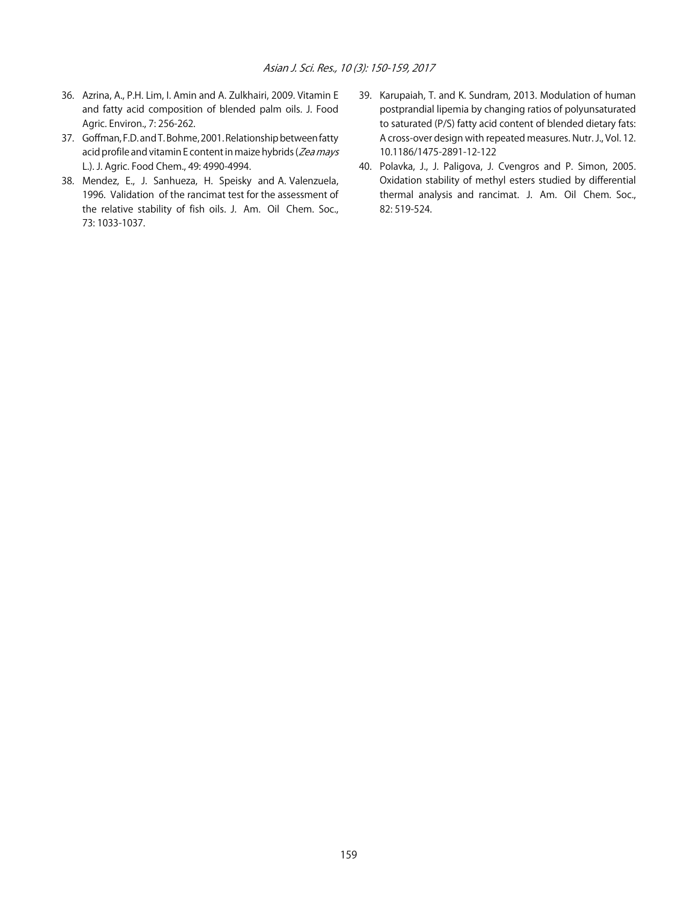36. Azrina, A., P.H. Lim, I. Amin and A. Zulkhairi, 2009. Vitamin E and fatty acid composition of blended palm oils. J. Food Agric. Environ., 7: 256-262.
37. Goffman, F.D. and T. Bohme, 2001. Relationship between fatty acid profile and vitamin E content in maize hybrids (*Zea mays* L.). J. Agric. Food Chem., 49: 4990-4994.
38. Mendez, E., J. Sanhueza, H. Speisky and A. Valenzuela, 1996. Validation of the rancimat test for the assessment of the relative stability of fish oils. J. Am. Oil Chem. Soc., 73: 1033-1037.
39. Karupaiah, T. and K. Sundram, 2013. Modulation of human postprandial lipemia by changing ratios of polyunsaturated to saturated (P/S) fatty acid content of blended dietary fats: A cross-over design with repeated measures. Nutr. J., Vol. 12. 10.1186/1475-2891-12-122
40. Polavka, J., J. Paligova, J. Cvengros and P. Simon, 2005. Oxidation stability of methyl esters studied by differential thermal analysis and rancimat. J. Am. Oil Chem. Soc., 82: 519-524.